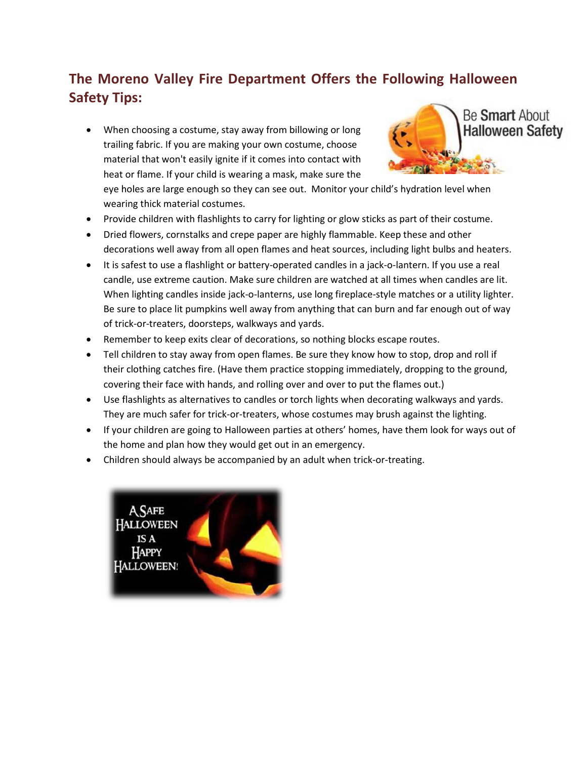## The Moreno Valley Fire Department Offers the Following Halloween Safety Tips:

- When choosing a costume, stay away from billowing or long trailing fabric. If you are making your own costume, choose material that won't easily ignite if it comes into contact with heat or flame. If your child is wearing a mask, make sure the eye holes are large enough so they can see out. Monitor your child's hydration level when wearing thick material costumes.
- Provide children with flashlights to carry for lighting or glow sticks as part of their costume.
- Dried flowers, cornstalks and crepe paper are highly flammable. Keep these and other decorations well away from all open flames and heat sources, including light bulbs and heaters.
- It is safest to use a flashlight or battery-operated candles in a jack-o-lantern. If you use a real candle, use extreme caution. Make sure children are watched at all times when candles are lit. When lighting candles inside jack-o-lanterns, use long fireplace-style matches or a utility lighter. Be sure to place lit pumpkins well away from anything that can burn and far enough out of way of trick-or-treaters, doorsteps, walkways and yards.
- Remember to keep exits clear of decorations, so nothing blocks escape routes.
- Tell children to stay away from open flames. Be sure they know how to stop, drop and roll if their clothing catches fire. (Have them practice stopping immediately, dropping to the ground, covering their face with hands, and rolling over and over to put the flames out.)
- Use flashlights as alternatives to candles or torch lights when decorating walkways and yards. They are much safer for trick-or-treaters, whose costumes may brush against the lighting.
- If your children are going to Halloween parties at others' homes, have them look for ways out of the home and plan how they would get out in an emergency.
- Children should always be accompanied by an adult when trick-or-treating.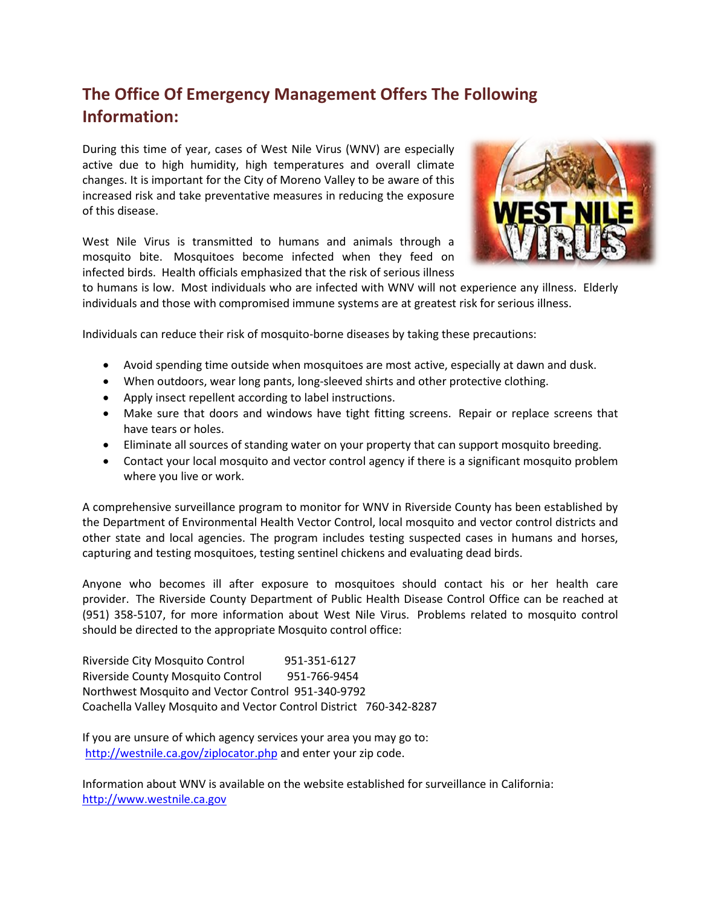## The Office Of Emergency Management Offers The Following Information:

During this time of year, cases of West Nile Virus (WNV) are especially active due to high humidity, high temperatures and overall climate changes. It is important for the City of Moreno Valley to be aware of this increased risk and take preventative measures in reducing the exposure of this disease.

West Nile Virus is transmitted to humans and animals through a mosquito bite. Mosquitoes become infected when they feed on infected birds. Health officials emphasized that the risk of serious illness to humans is low. Most individuals who are infected with WNV will not experience any illness. Elderly individuals and those with compromised immune systems are at greatest risk for serious illness.

Individuals can reduce their risk of mosquito-borne diseases by taking these precautions:

- Avoid spending time outside when mosquitoes are most active, especially at dawn and dusk.
- When outdoors, wear long pants, long-sleeved shirts and other protective clothing.
- Apply insect repellent according to label instructions.
- Make sure that doors and windows have tight fitting screens. Repair or replace screens that have tears or holes.
- Eliminate all sources of standing water on your property that can support mosquito breeding.
- Contact your local mosquito and vector control agency if there is a significant mosquito problem where you live or work.

A comprehensive surveillance program to monitor for WNV in Riverside County has been established by the Department of Environmental Health Vector Control, local mosquito and vector control districts and other state and local agencies. The program includes testing suspected cases in humans and horses, capturing and testing mosquitoes, testing sentinel chickens and evaluating dead birds.

Anyone who becomes ill after exposure to mosquitoes should contact his or her health care provider. The Riverside County Department of Public Health Disease Control Office can be reached at (951) 358-5107, for more information about West Nile Virus. Problems related to mosquito control should be directed to the appropriate Mosquito control office:

Riverside City Mosquito Control 951-351-6127
Riverside County Mosquito Control 951-766-9454
Northwest Mosquito and Vector Control 951-340-9792
Coachella Valley Mosquito and Vector Control District 760-342-8287

If you are unsure of which agency services your area you may go to:
http://westnile.ca.gov/ziplocator.php and enter your zip code.

Information about WNV is available on the website established for surveillance in California:
http://www.westnile.ca.gov